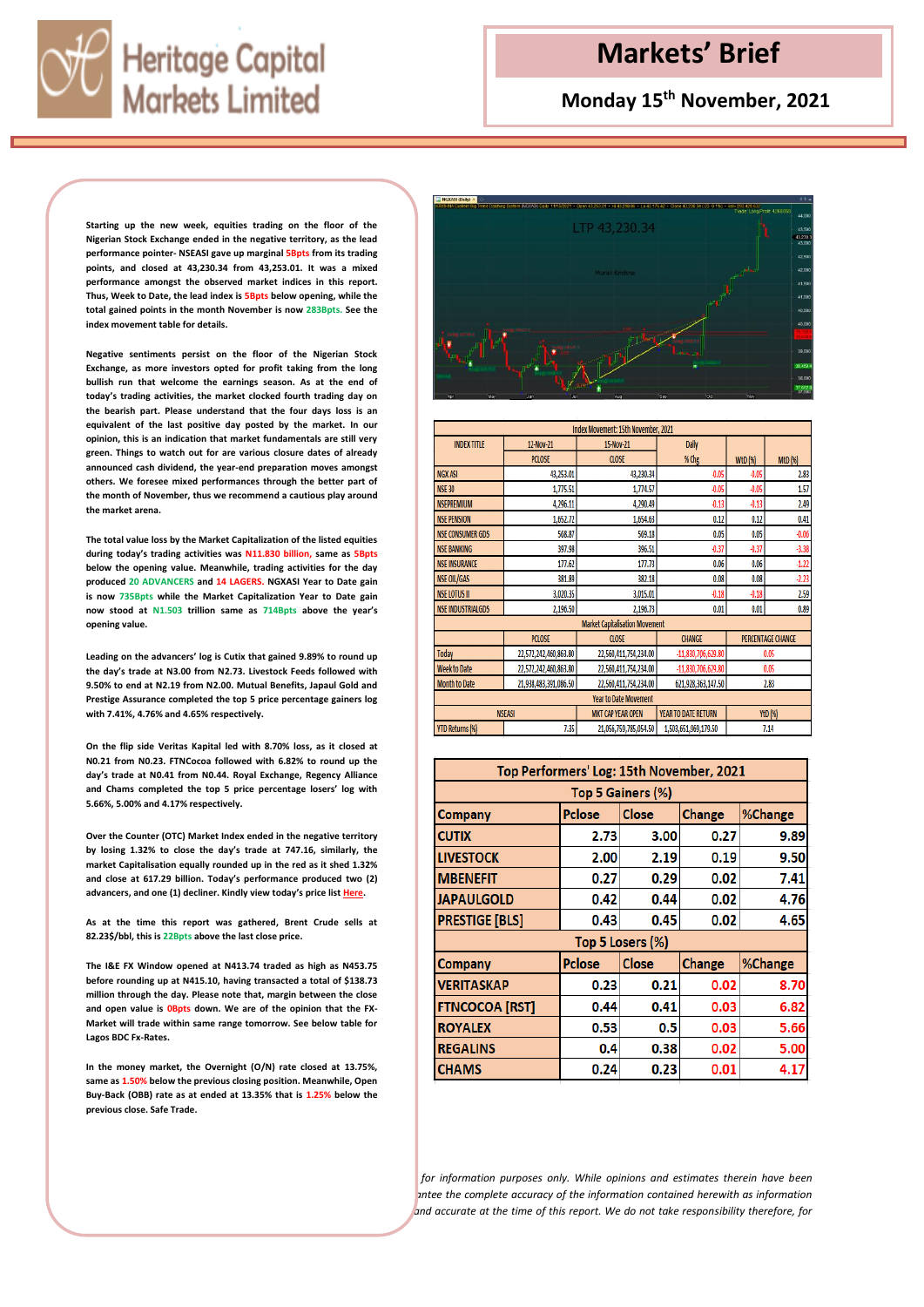# Heritage Capital Markets Limited

# Markets' Brief

## Monday 15th November, 2021

Starting up the new week, equities trading on the floor of the Nigerian Stock Exchange ended in the negative territory, as the lead performance pointer- NSEASI gave up marginal 5Bpts from its trading points, and closed at 43,230.34 from 43,253.01. It was a mixed performance amongst the observed market indices in this report. Thus, Week to Date, the lead index is 5Bpts below opening, while the total gained points in the month November is now 283Bpts. See the index movement table for details.

Negative sentiments persist on the floor of the Nigerian Stock Exchange, as more investors opted for profit taking from the long bullish run that welcome the earnings season. As at the end of today's trading activities, the market clocked fourth trading day on the bearish part. Please understand that the four days loss is an equivalent of the last positive day posted by the market. In our opinion, this is an indication that market fundamentals are still very green. Things to watch out for are various closure dates of already announced cash dividend, the year-end preparation moves amongst others. We foresee mixed performances through the better part of the month of November, thus we recommend a cautious play around the market arena.

The total value loss by the Market Capitalization of the listed equities during today's trading activities was N11.830 billion, same as 5Bpts below the opening value. Meanwhile, trading activities for the day produced 20 ADVANCERS and 14 LAGERS. NGXASI Year to Date gain is now 735Bpts while the Market Capitalization Year to Date gain now stood at N1.503 trillion same as 714Bpts above the year's opening value.

Leading on the advancers' log is Cutix that gained 9.89% to round up the day's trade at N3.00 from N2.73. Livestock Feeds followed with 9.50% to end at N2.19 from N2.00. Mutual Benefits, Japaul Gold and Prestige Assurance completed the top 5 price percentage gainers log with 7.41%, 4.76% and 4.65% respectively.

On the flip side Veritas Kapital led with 8.70% loss, as it closed at N0.21 from N0.23. FTNCocoa followed with 6.82% to round up the day's trade at N0.41 from N0.44. Royal Exchange, Regency Alliance and Chams completed the top 5 price percentage losers' log with 5.66%, 5.00% and 4.17% respectively.

Over the Counter (OTC) Market Index ended in the negative territory by losing 1.32% to close the day's trade at 747.16, similarly, the market Capitalisation equally rounded up in the red as it shed 1.32% and close at 617.29 billion. Today's performance produced two (2) advancers, and one (1) decliner. Kindly view today's price list Here.

As at the time this report was gathered, Brent Crude sells at 82.23$/bbl, this is 22Bpts above the last close price.

The I&E FX Window opened at N413.74 traded as high as N453.75 before rounding up at N415.10, having transacted a total of $138.73 million through the day. Please note that, margin between the close and open value is 0Bpts down. We are of the opinion that the FX-Market will trade within same range tomorrow. See below table for Lagos BDC Fx-Rates.

In the money market, the Overnight (O/N) rate closed at 13.75%, same as 1.50% below the previous closing position. Meanwhile, Open Buy-Back (OBB) rate as at ended at 13.35% that is 1.25% below the previous close. Safe Trade.

**Index Movement: 15th November, 2021**

| INDEX TITLE | 12-Nov-21 | 15-Nov-21 | Daily | | |
|---|---|---|---|---|---|
| | PCLOSE | CLOSE | % Chg | WtD (%) | MtD (%) |
| NGX ASI | 43,253.01 | 43,230.34 | -0.05 | -0.05 | 2.83 |
| NSE 30 | 1,775.51 | 1,774.57 | -0.05 | -0.05 | 1.57 |
| NSEPREMIUM | 4,296.11 | 4,290.49 | -0.13 | -0.13 | 2.49 |
| NSE PENSION | 1,652.72 | 1,654.63 | 0.12 | 0.12 | 0.41 |
| NSE CONSUMER GDS | 568.87 | 569.18 | 0.05 | 0.05 | -0.06 |
| NSE BANKING | 397.98 | 396.51 | -0.37 | -0.37 | -3.38 |
| NSE INSURANCE | 177.62 | 177.73 | 0.06 | 0.06 | -1.22 |
| NSE OIL/GAS | 381.88 | 382.18 | 0.08 | 0.08 | -7.23 |
| NSE LOTUS II | 3,020.35 | 3,015.01 | -0.18 | -0.18 | 2.59 |
| NSE INDUSTRIALGDS | 2,196.59 | 2,196.73 | 0.01 | 0.01 | 0.89 |

**Market Capitalisation Movement**

| | PCLOSE | CLOSE | CHANGE | PERCENTAGE CHANGE |
|---|---|---|---|---|
| Today | 22,572,242,460,863.80 | 22,560,411,754,234.00 | -11,830,706,629.80 | -0.05 |
| Week to Date | 22,572,242,460,863.80 | 22,560,411,754,234.00 | -11,830,706,629.80 | -0.05 |
| Month to Date | 21,938,483,391,086.50 | 22,560,411,754,234.00 | 621,928,363,147.50 | 2.83 |

**Year to Date Movement**

| | NSEASI | MKT CAP YEAR OPEN | YEAR TO DATE RETURN | YTD (%) |
|---|---|---|---|---|
| YTD Returns (%) | 7.35 | 21,056,759,785,054.50 | 1,503,651,969,179.50 | 7.14 |

**Top Performers' Log: 15th November, 2021**

**Top 5 Gainers (%)**

| Company | Pclose | Close | Change | %Change |
|---|---|---|---|---|
| CUTIX | 2.73 | 3.00 | 0.27 | 9.89 |
| LIVESTOCK | 2.00 | 2.19 | 0.19 | 9.50 |
| MBENEFIT | 0.27 | 0.29 | 0.02 | 7.41 |
| JAPAULGOLD | 0.42 | 0.44 | 0.02 | 4.76 |
| PRESTIGE [BLS] | 0.43 | 0.45 | 0.02 | 4.65 |

**Top 5 Losers (%)**

| Company | Pclose | Close | Change | %Change |
|---|---|---|---|---|
| VERITASKAP | 0.23 | 0.21 | 0.02 | 8.70 |
| FTNCOCOA [RST] | 0.44 | 0.41 | 0.03 | 6.82 |
| ROYALEX | 0.53 | 0.5 | 0.03 | 5.66 |
| REGALINS | 0.4 | 0.38 | 0.02 | 5.00 |
| CHAMS | 0.24 | 0.23 | 0.01 | 4.17 |

*for information purposes only. While opinions and estimates therein have been ...antee the complete accuracy of the information contained herewith as information ...and accurate at the time of this report. We do not take responsibility therefore, for*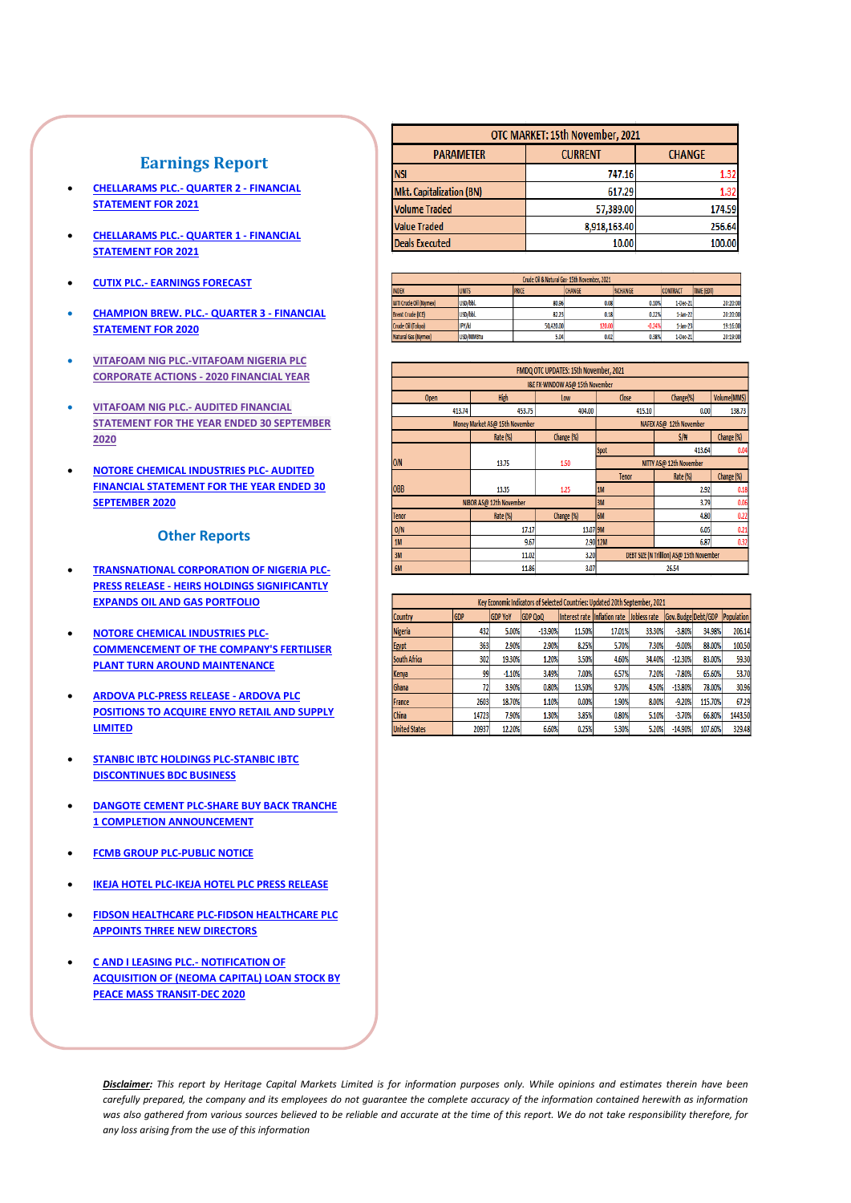## Earnings Report

- CHELLARAMS PLC.- QUARTER 2 - FINANCIAL STATEMENT FOR 2021
- CHELLARAMS PLC.- QUARTER 1 - FINANCIAL STATEMENT FOR 2021
- CUTIX PLC.- EARNINGS FORECAST
- CHAMPION BREW. PLC.- QUARTER 3 - FINANCIAL STATEMENT FOR 2020
- VITAFOAM NIG PLC.-VITAFOAM NIGERIA PLC CORPORATE ACTIONS - 2020 FINANCIAL YEAR
- VITAFOAM NIG PLC.- AUDITED FINANCIAL STATEMENT FOR THE YEAR ENDED 30 SEPTEMBER 2020
- NOTORE CHEMICAL INDUSTRIES PLC- AUDITED FINANCIAL STATEMENT FOR THE YEAR ENDED 30 SEPTEMBER 2020

## Other Reports

- TRANSNATIONAL CORPORATION OF NIGERIA PLC- PRESS RELEASE - HEIRS HOLDINGS SIGNIFICANTLY EXPANDS OIL AND GAS PORTFOLIO
- NOTORE CHEMICAL INDUSTRIES PLC- COMMENCEMENT OF THE COMPANY'S FERTILISER PLANT TURN AROUND MAINTENANCE
- ARDOVA PLC-PRESS RELEASE - ARDOVA PLC POSITIONS TO ACQUIRE ENYO RETAIL AND SUPPLY LIMITED
- STANBIC IBTC HOLDINGS PLC-STANBIC IBTC DISCONTINUES BDC BUSINESS
- DANGOTE CEMENT PLC-SHARE BUY BACK TRANCHE 1 COMPLETION ANNOUNCEMENT
- FCMB GROUP PLC-PUBLIC NOTICE
- IKEJA HOTEL PLC-IKEJA HOTEL PLC PRESS RELEASE
- FIDSON HEALTHCARE PLC-FIDSON HEALTHCARE PLC APPOINTS THREE NEW DIRECTORS
- C AND I LEASING PLC.- NOTIFICATION OF ACQUISITION OF (NEOMA CAPITAL) LOAN STOCK BY PEACE MASS TRANSIT-DEC 2020

**OTC MARKET: 15th November, 2021**

| PARAMETER | CURRENT | CHANGE |
|---|---|---|
| NSI | 747.16 | 1.32 |
| Mkt. Capitalization (BN) | 617.29 | 1.32 |
| Volume Traded | 57,389.00 | 174.59 |
| Value Traded | 8,918,163.40 | 256.64 |
| Deals Executed | 10.00 | 100.00 |

**Crude Oil & Natural Gas- 15th November, 2021**

| INDEX | UNITS | PRICE | CHANGE | %CHANGE | CONTRACT | TIME (EDT) |
|---|---|---|---|---|---|---|
| WTI Crude Oil (Nymex) | USD/bbl. | 80.96 | 0.08 | 0.10% | 1-Dec-21 | 20:20:00 |
| Brent Crude (ICE) | USD/bbl. | 82.23 | 0.18 | 0.22% | 1-Jan-22 | 20:20:00 |
| Crude Oil (Tokyo) | JPY/kl | 50,420.00 | 120.00 | -0.24% | 1-Jan-23 | 19:16:00 |
| Natural Gas (Nymex) | USD/MMBtu | 5.04 | 0.02 | 0.38% | 1-Dec-21 | 20:19:00 |

**FMDQ OTC UPDATES: 15th November, 2021**

**I&E FX WINDOW AS@ 15th November**

| Open | High | Low | Close | Change(%) | Volume(MM$) |
|---|---|---|---|---|---|
| 413.74 | 453.75 | 404.00 | 415.10 | 0.00 | 138.73 |

**Money Market AS@ 15th November**

| | Rate (%) | Change (%) |
|---|---|---|
| O/N | 13.75 | 1.50 |
| OBB | 13.35 | 1.25 |

**NAFEX AS@ 12th November**

| | $/₦ | Change (%) |
|---|---|---|
| Spot | 413.64 | 0.04 |

**NIBOR AS@ 12th November**

| Tenor | Rate (%) | Change (%) |
|---|---|---|
| O/N | 17.17 | 13.07 |
| 1M | 9.67 | 2.90 |
| 3M | 11.02 | 3.20 |
| 6M | 11.86 | 3.07 |

**NITTY AS@ 12th November**

| Tenor | Rate (%) | Change (%) |
|---|---|---|
| 1M | 2.92 | 0.18 |
| 3M | 3.79 | 0.06 |
| 6M | 4.80 | 0.22 |
| 9M | 6.05 | 0.21 |
| 12M | 6.87 | 0.32 |

**DEBT SIZE (N Trillion) AS@ 15th November:** 26.54

**Key Economic Indicators of Selected Countries: Updated 20th September, 2021**

| Country | GDP | GDP YoY | GDP QoQ | Interest rate | Inflation rate | Jobless rate | Gov. Budget | Debt/GDP | Population |
|---|---|---|---|---|---|---|---|---|---|
| Nigeria | 432 | 5.00% | -13.90% | 11.50% | 17.01% | 33.30% | -3.80% | 34.98% | 206.14 |
| Egypt | 363 | 2.90% | 2.90% | 8.25% | 5.70% | 7.30% | -9.00% | 88.00% | 100.50 |
| South Africa | 302 | 19.30% | 1.20% | 3.50% | 4.60% | 34.40% | -12.30% | 83.00% | 59.30 |
| Kenya | 99 | -1.10% | 3.49% | 7.00% | 6.57% | 7.20% | -7.80% | 65.60% | 53.70 |
| Ghana | 72 | 3.90% | 0.80% | 13.50% | 9.70% | 4.50% | -13.80% | 78.00% | 30.96 |
| France | 2603 | 18.70% | 1.10% | 0.00% | 1.90% | 8.00% | -9.20% | 115.70% | 67.29 |
| China | 14723 | 7.90% | 1.30% | 3.85% | 0.80% | 5.10% | -3.70% | 66.80% | 1443.50 |
| United States | 20937 | 12.20% | 6.60% | 0.25% | 5.30% | 5.20% | -14.90% | 107.60% | 329.48 |

***Disclaimer:*** *This report by Heritage Capital Markets Limited is for information purposes only. While opinions and estimates therein have been carefully prepared, the company and its employees do not guarantee the complete accuracy of the information contained herewith as information was also gathered from various sources believed to be reliable and accurate at the time of this report. We do not take responsibility therefore, for any loss arising from the use of this information*